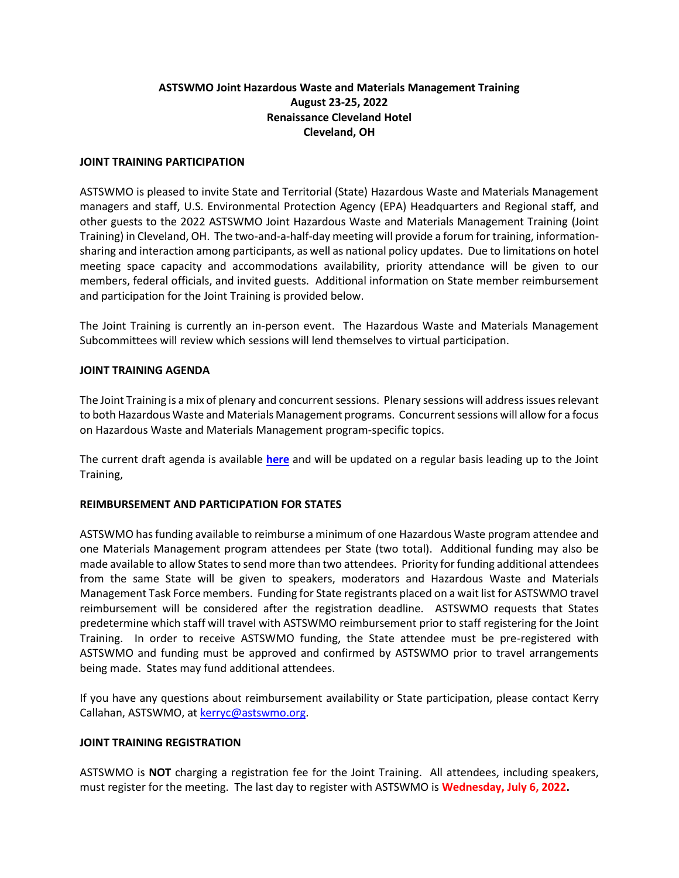**ASTSWMO Joint Hazardous Waste and Materials Management Training**
**August 23-25, 2022**
**Renaissance Cleveland Hotel**
**Cleveland, OH**

## JOINT TRAINING PARTICIPATION

ASTSWMO is pleased to invite State and Territorial (State) Hazardous Waste and Materials Management managers and staff, U.S. Environmental Protection Agency (EPA) Headquarters and Regional staff, and other guests to the 2022 ASTSWMO Joint Hazardous Waste and Materials Management Training (Joint Training) in Cleveland, OH. The two-and-a-half-day meeting will provide a forum for training, information-sharing and interaction among participants, as well as national policy updates. Due to limitations on hotel meeting space capacity and accommodations availability, priority attendance will be given to our members, federal officials, and invited guests. Additional information on State member reimbursement and participation for the Joint Training is provided below.

The Joint Training is currently an in-person event. The Hazardous Waste and Materials Management Subcommittees will review which sessions will lend themselves to virtual participation.

## JOINT TRAINING AGENDA

The Joint Training is a mix of plenary and concurrent sessions. Plenary sessions will address issues relevant to both Hazardous Waste and Materials Management programs. Concurrent sessions will allow for a focus on Hazardous Waste and Materials Management program-specific topics.

The current draft agenda is available **here** and will be updated on a regular basis leading up to the Joint Training,

## REIMBURSEMENT AND PARTICIPATION FOR STATES

ASTSWMO has funding available to reimburse a minimum of one Hazardous Waste program attendee and one Materials Management program attendees per State (two total). Additional funding may also be made available to allow States to send more than two attendees. Priority for funding additional attendees from the same State will be given to speakers, moderators and Hazardous Waste and Materials Management Task Force members. Funding for State registrants placed on a wait list for ASTSWMO travel reimbursement will be considered after the registration deadline. ASTSWMO requests that States predetermine which staff will travel with ASTSWMO reimbursement prior to staff registering for the Joint Training. In order to receive ASTSWMO funding, the State attendee must be pre-registered with ASTSWMO and funding must be approved and confirmed by ASTSWMO prior to travel arrangements being made. States may fund additional attendees.

If you have any questions about reimbursement availability or State participation, please contact Kerry Callahan, ASTSWMO, at kerryc@astswmo.org.

## JOINT TRAINING REGISTRATION

ASTSWMO is **NOT** charging a registration fee for the Joint Training. All attendees, including speakers, must register for the meeting. The last day to register with ASTSWMO is **Wednesday, July 6, 2022.**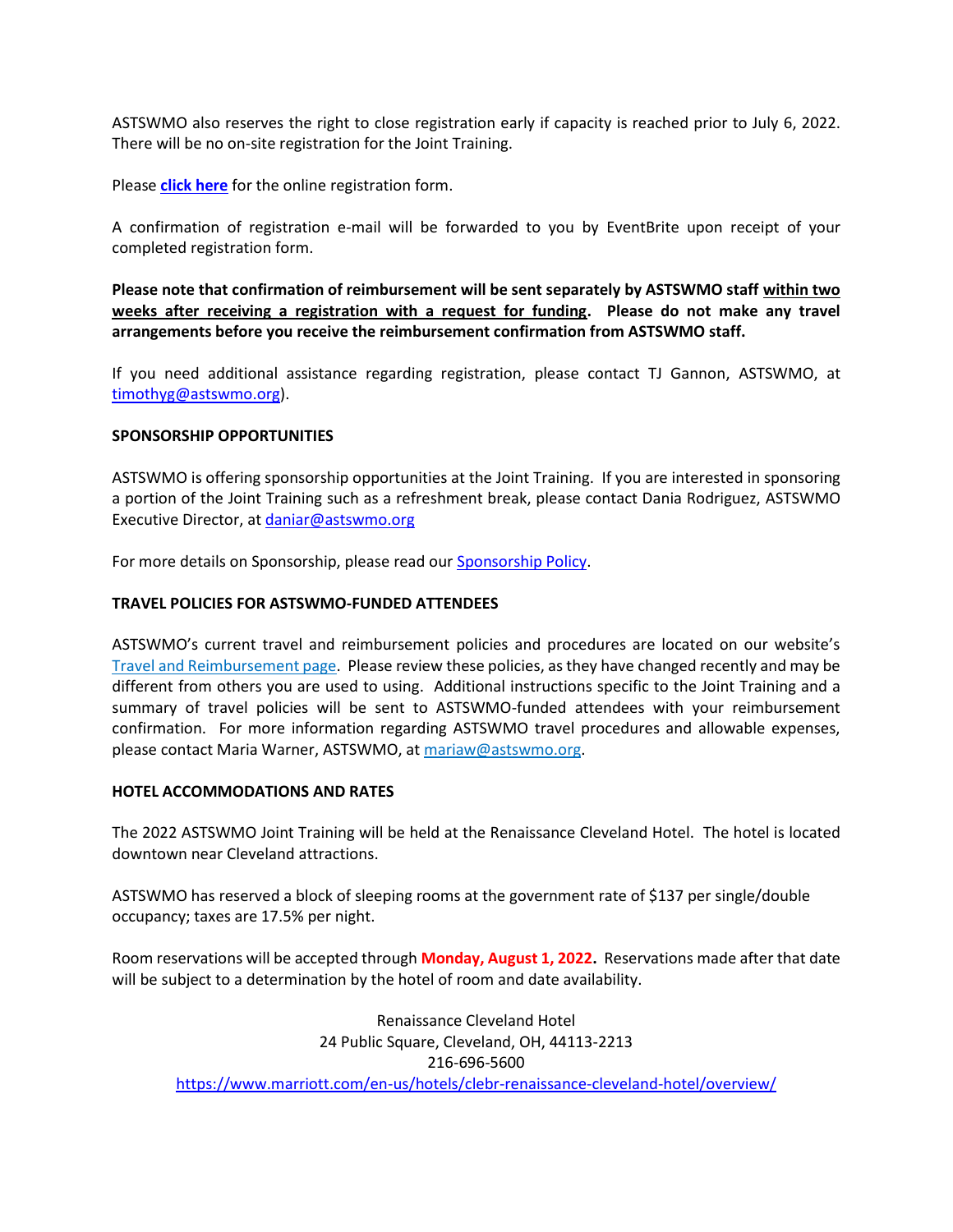ASTSWMO also reserves the right to close registration early if capacity is reached prior to July 6, 2022. There will be no on-site registration for the Joint Training.

Please **click here** for the online registration form.

A confirmation of registration e-mail will be forwarded to you by EventBrite upon receipt of your completed registration form.

**Please note that confirmation of reimbursement will be sent separately by ASTSWMO staff within two weeks after receiving a registration with a request for funding. Please do not make any travel arrangements before you receive the reimbursement confirmation from ASTSWMO staff.**

If you need additional assistance regarding registration, please contact TJ Gannon, ASTSWMO, at timothyg@astswmo.org).

## SPONSORSHIP OPPORTUNITIES

ASTSWMO is offering sponsorship opportunities at the Joint Training. If you are interested in sponsoring a portion of the Joint Training such as a refreshment break, please contact Dania Rodriguez, ASTSWMO Executive Director, at daniar@astswmo.org

For more details on Sponsorship, please read our Sponsorship Policy.

## TRAVEL POLICIES FOR ASTSWMO-FUNDED ATTENDEES

ASTSWMO's current travel and reimbursement policies and procedures are located on our website's Travel and Reimbursement page. Please review these policies, as they have changed recently and may be different from others you are used to using. Additional instructions specific to the Joint Training and a summary of travel policies will be sent to ASTSWMO-funded attendees with your reimbursement confirmation. For more information regarding ASTSWMO travel procedures and allowable expenses, please contact Maria Warner, ASTSWMO, at mariaw@astswmo.org.

## HOTEL ACCOMMODATIONS AND RATES

The 2022 ASTSWMO Joint Training will be held at the Renaissance Cleveland Hotel. The hotel is located downtown near Cleveland attractions.

ASTSWMO has reserved a block of sleeping rooms at the government rate of $137 per single/double occupancy; taxes are 17.5% per night.

Room reservations will be accepted through **Monday, August 1, 2022.** Reservations made after that date will be subject to a determination by the hotel of room and date availability.

Renaissance Cleveland Hotel
24 Public Square, Cleveland, OH, 44113-2213
216-696-5600
https://www.marriott.com/en-us/hotels/clebr-renaissance-cleveland-hotel/overview/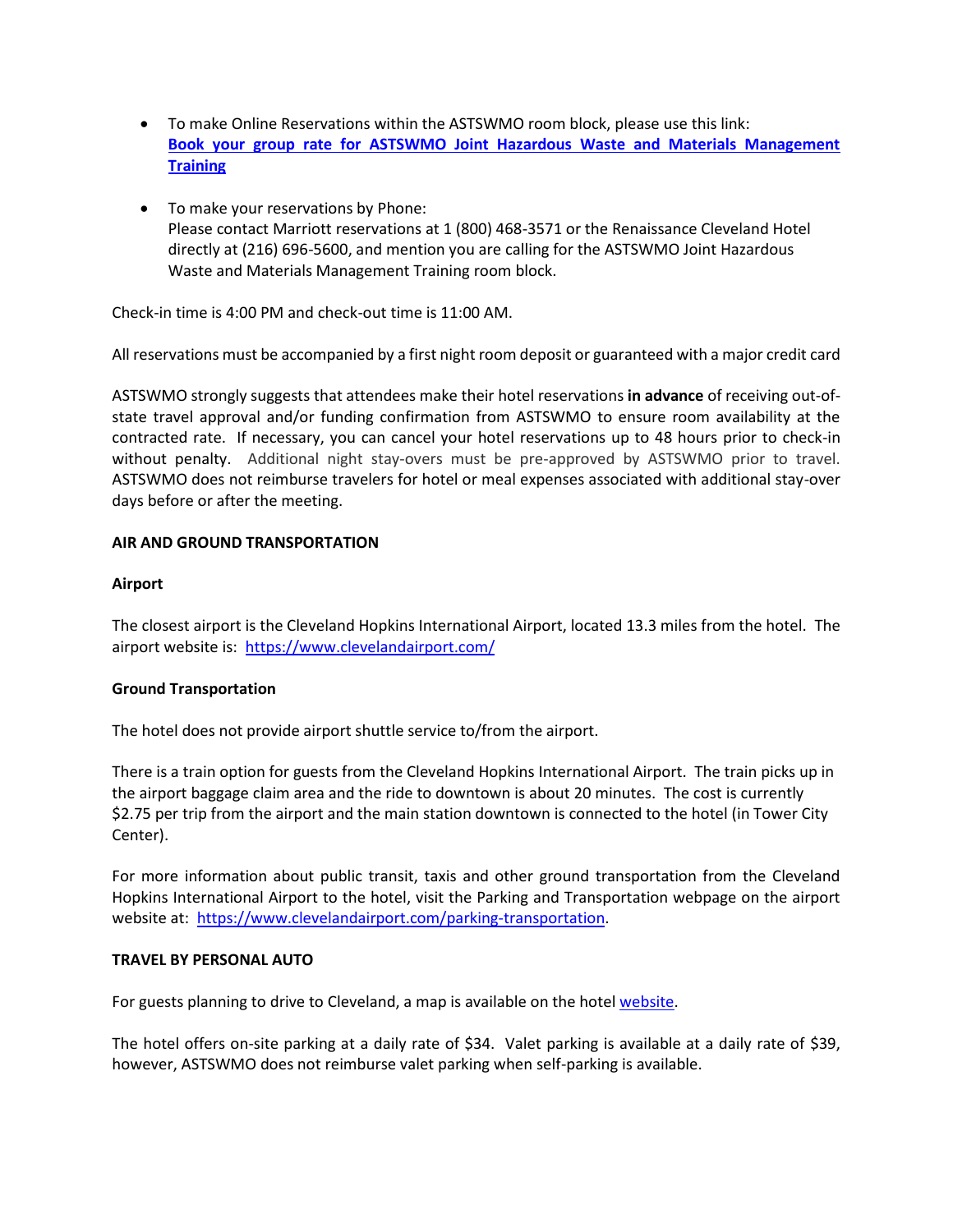- To make Online Reservations within the ASTSWMO room block, please use this link:
  **[Book your group rate for ASTSWMO Joint Hazardous Waste and Materials Management Training]()**

- To make your reservations by Phone:
  Please contact Marriott reservations at 1 (800) 468-3571 or the Renaissance Cleveland Hotel directly at (216) 696-5600, and mention you are calling for the ASTSWMO Joint Hazardous Waste and Materials Management Training room block.

Check-in time is 4:00 PM and check-out time is 11:00 AM.

All reservations must be accompanied by a first night room deposit or guaranteed with a major credit card

ASTSWMO strongly suggests that attendees make their hotel reservations **in advance** of receiving out-of-state travel approval and/or funding confirmation from ASTSWMO to ensure room availability at the contracted rate. If necessary, you can cancel your hotel reservations up to 48 hours prior to check-in without penalty. Additional night stay-overs must be pre-approved by ASTSWMO prior to travel. ASTSWMO does not reimburse travelers for hotel or meal expenses associated with additional stay-over days before or after the meeting.

**AIR AND GROUND TRANSPORTATION**

**Airport**

The closest airport is the Cleveland Hopkins International Airport, located 13.3 miles from the hotel. The airport website is: https://www.clevelandairport.com/

**Ground Transportation**

The hotel does not provide airport shuttle service to/from the airport.

There is a train option for guests from the Cleveland Hopkins International Airport. The train picks up in the airport baggage claim area and the ride to downtown is about 20 minutes. The cost is currently $2.75 per trip from the airport and the main station downtown is connected to the hotel (in Tower City Center).

For more information about public transit, taxis and other ground transportation from the Cleveland Hopkins International Airport to the hotel, visit the Parking and Transportation webpage on the airport website at: https://www.clevelandairport.com/parking-transportation.

**TRAVEL BY PERSONAL AUTO**

For guests planning to drive to Cleveland, a map is available on the hotel website.

The hotel offers on-site parking at a daily rate of $34. Valet parking is available at a daily rate of $39, however, ASTSWMO does not reimburse valet parking when self-parking is available.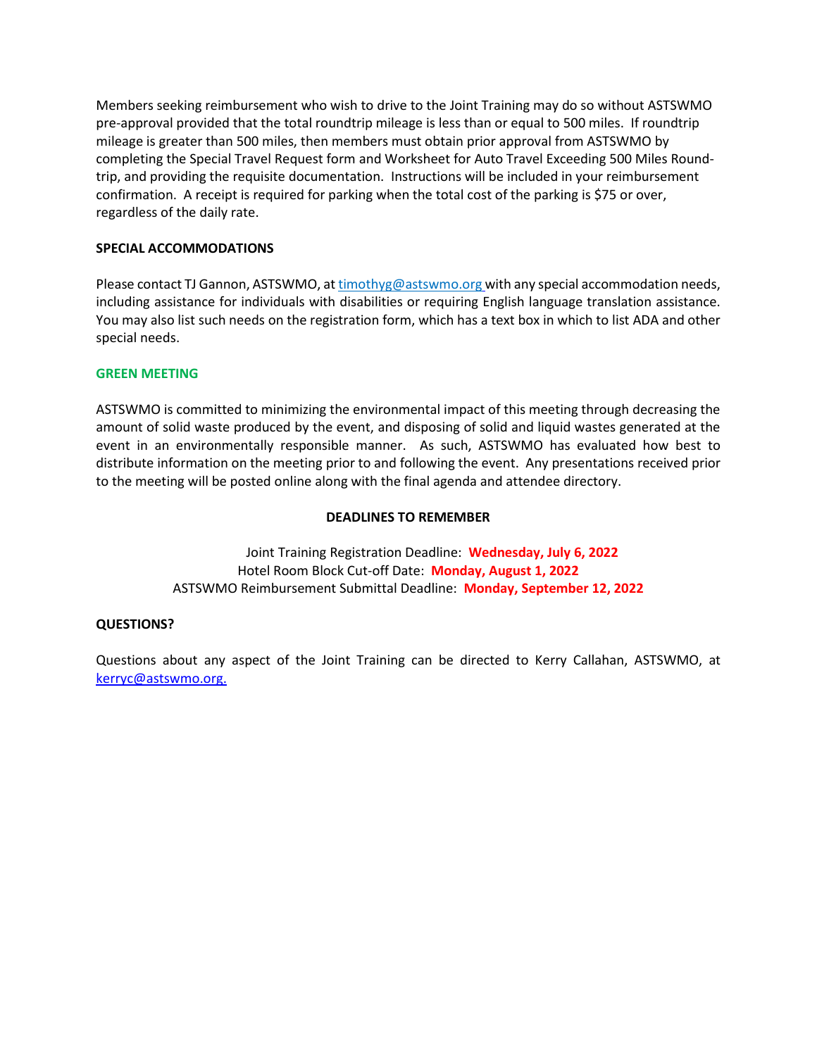Members seeking reimbursement who wish to drive to the Joint Training may do so without ASTSWMO pre-approval provided that the total roundtrip mileage is less than or equal to 500 miles. If roundtrip mileage is greater than 500 miles, then members must obtain prior approval from ASTSWMO by completing the Special Travel Request form and Worksheet for Auto Travel Exceeding 500 Miles Round-trip, and providing the requisite documentation. Instructions will be included in your reimbursement confirmation. A receipt is required for parking when the total cost of the parking is $75 or over, regardless of the daily rate.

**SPECIAL ACCOMMODATIONS**

Please contact TJ Gannon, ASTSWMO, at timothyg@astswmo.org with any special accommodation needs, including assistance for individuals with disabilities or requiring English language translation assistance. You may also list such needs on the registration form, which has a text box in which to list ADA and other special needs.

**GREEN MEETING**

ASTSWMO is committed to minimizing the environmental impact of this meeting through decreasing the amount of solid waste produced by the event, and disposing of solid and liquid wastes generated at the event in an environmentally responsible manner. As such, ASTSWMO has evaluated how best to distribute information on the meeting prior to and following the event. Any presentations received prior to the meeting will be posted online along with the final agenda and attendee directory.

**DEADLINES TO REMEMBER**

Joint Training Registration Deadline: **Wednesday, July 6, 2022**
Hotel Room Block Cut-off Date: **Monday, August 1, 2022**
ASTSWMO Reimbursement Submittal Deadline: **Monday, September 12, 2022**

**QUESTIONS?**

Questions about any aspect of the Joint Training can be directed to Kerry Callahan, ASTSWMO, at kerryc@astswmo.org.